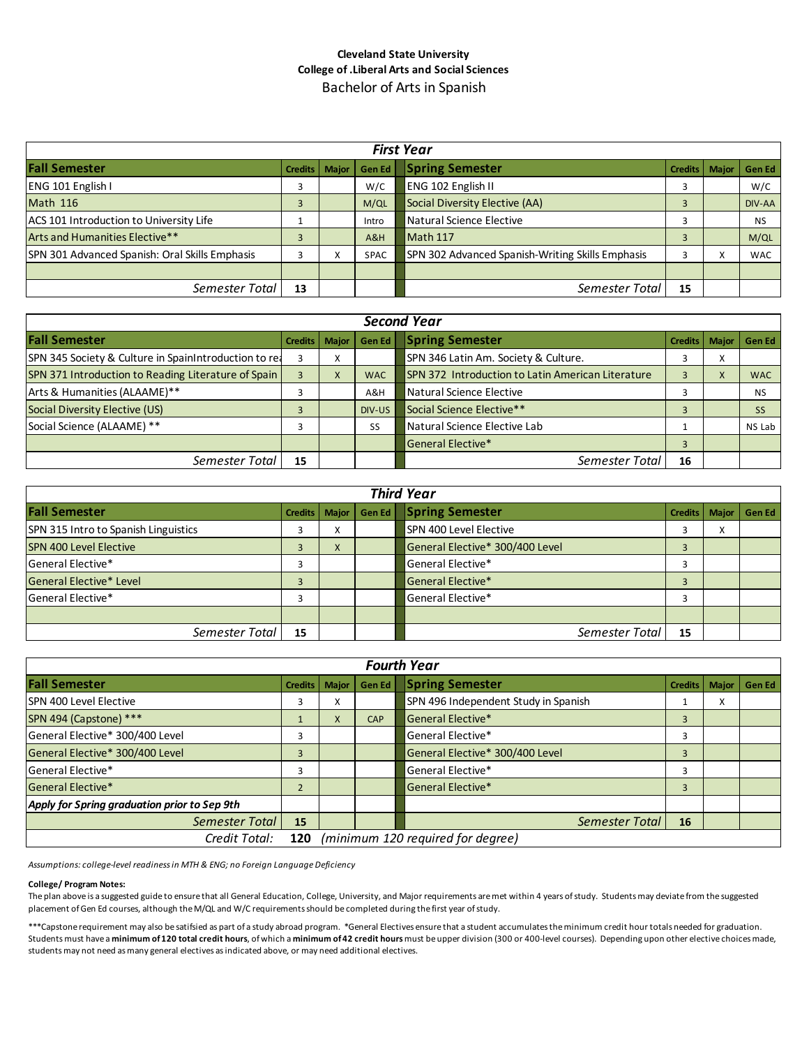**Cleveland State University**
**College of .Liberal Arts and Social Sciences**

# Bachelor of Arts in Spanish

| ***First Year*** | | | | | | | |
|---|---|---|---|---|---|---|---|
| **Fall Semester** | **Credits** | **Major** | **Gen Ed** | **Spring Semester** | **Credits** | **Major** | **Gen Ed** |
| ENG 101 English I | 3 | | W/C | ENG 102 English II | 3 | | W/C |
| Math 116 | 3 | | M/QL | Social Diversity Elective (AA) | 3 | | DIV-AA |
| ACS 101 Introduction to University Life | 1 | | Intro | Natural Science Elective | 3 | | NS |
| Arts and Humanities Elective** | 3 | | A&H | Math 117 | 3 | | M/QL |
| SPN 301 Advanced Spanish: Oral Skills Emphasis | 3 | X | SPAC | SPN 302 Advanced Spanish-Writing Skills Emphasis | 3 | X | WAC |
| | | | | | | | |
| *Semester Total* | **13** | | | *Semester Total* | **15** | | |

| ***Second Year*** | | | | | | | |
|---|---|---|---|---|---|---|---|
| **Fall Semester** | **Credits** | **Major** | **Gen Ed** | **Spring Semester** | **Credits** | **Major** | **Gen Ed** |
| SPN 345 Society & Culture in SpainIntroduction to rea | 3 | X | | SPN 346 Latin Am. Society & Culture. | 3 | X | |
| SPN 371 Introduction to Reading Literature of Spain | 3 | X | WAC | SPN 372 Introduction to Latin American Literature | 3 | X | WAC |
| Arts & Humanities (ALAAME)** | 3 | | A&H | Natural Science Elective | 3 | | NS |
| Social Diversity Elective (US) | 3 | | DIV-US | Social Science Elective** | 3 | | SS |
| Social Science (ALAAME) ** | 3 | | SS | Natural Science Elective Lab | 1 | | NS Lab |
| | | | | General Elective* | 3 | | |
| *Semester Total* | **15** | | | *Semester Total* | **16** | | |

| ***Third Year*** | | | | | | | |
|---|---|---|---|---|---|---|---|
| **Fall Semester** | **Credits** | **Major** | **Gen Ed** | **Spring Semester** | **Credits** | **Major** | **Gen Ed** |
| SPN 315 Intro to Spanish Linguistics | 3 | X | | SPN 400 Level Elective | 3 | X | |
| SPN 400 Level Elective | 3 | X | | General Elective* 300/400 Level | 3 | | |
| General Elective* | 3 | | | General Elective* | 3 | | |
| General Elective* Level | 3 | | | General Elective* | 3 | | |
| General Elective* | 3 | | | General Elective* | 3 | | |
| | | | | | | | |
| *Semester Total* | **15** | | | *Semester Total* | **15** | | |

| ***Fourth Year*** | | | | | | | |
|---|---|---|---|---|---|---|---|
| **Fall Semester** | **Credits** | **Major** | **Gen Ed** | **Spring Semester** | **Credits** | **Major** | **Gen Ed** |
| SPN 400 Level Elective | 3 | X | | SPN 496 Independent Study in Spanish | 1 | X | |
| SPN 494 (Capstone) *** | 1 | X | CAP | General Elective* | 3 | | |
| General Elective* 300/400 Level | 3 | | | General Elective* | 3 | | |
| General Elective* 300/400 Level | 3 | | | General Elective* 300/400 Level | 3 | | |
| General Elective* | 3 | | | General Elective* | 3 | | |
| General Elective* | 2 | | | General Elective* | 3 | | |
| ***Apply for Spring graduation prior to Sep 9th*** | | | | | | | |
| *Semester Total* | **15** | | | *Semester Total* | **16** | | |
| *Credit Total:* | **120** | *(minimum 120 required for degree)* | | | | | |

*Assumptions: college-level readiness in MTH & ENG; no Foreign Language Deficiency*

**College/ Program Notes:**

The plan above is a suggested guide to ensure that all General Education, College, University, and Major requirements are met within 4 years of study. Students may deviate from the suggested placement of Gen Ed courses, although the M/QL and W/C requirements should be completed during the first year of study.

***Capstone requirement may also be satisfised as part of a study abroad program. *General Electives ensure that a student accumulates the minimum credit hour totals needed for graduation. Students must have a **minimum of 120 total credit hours**, of which a **minimum of 42 credit hours** must be upper division (300 or 400-level courses). Depending upon other elective choices made, students may not need as many general electives as indicated above, or may need additional electives.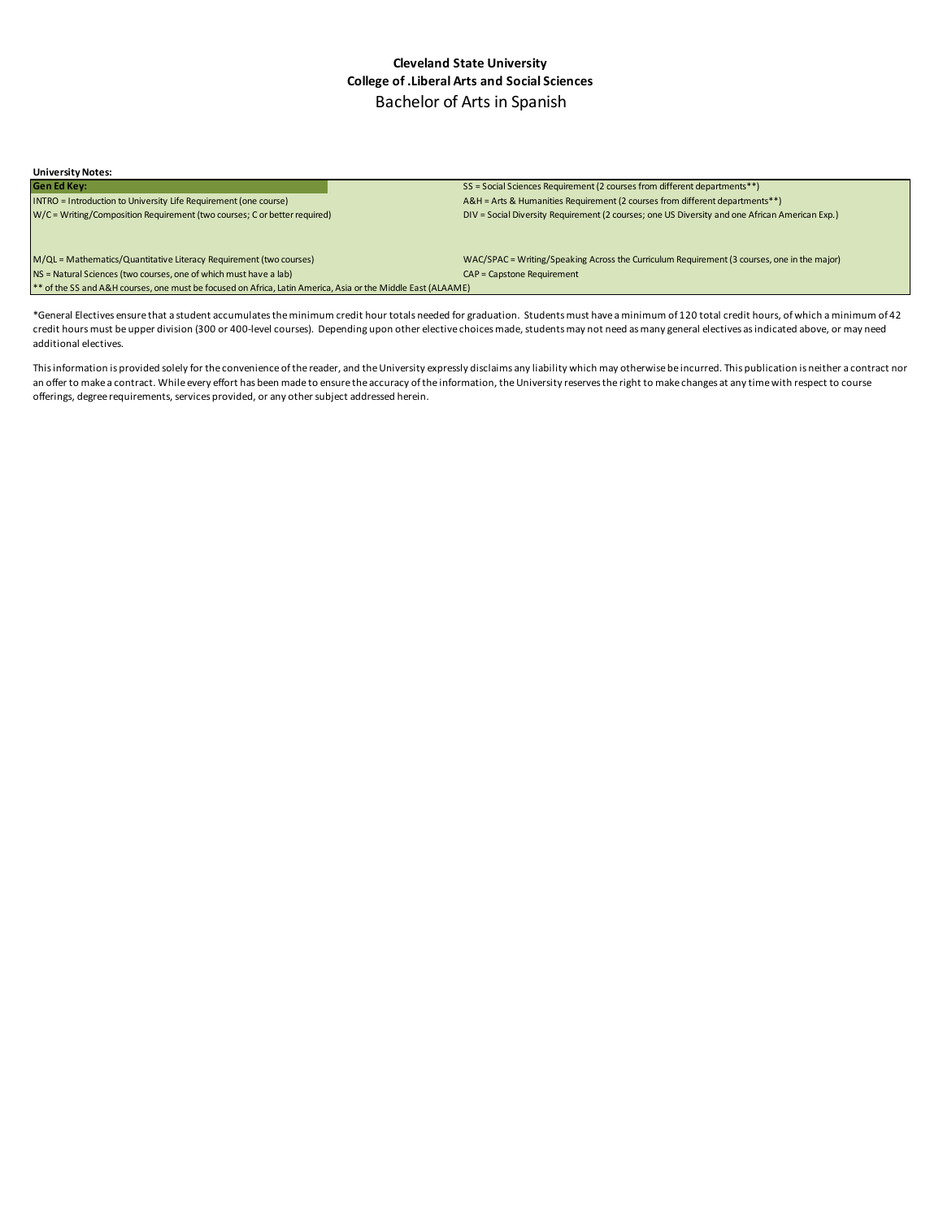**Cleveland State University**
**College of .Liberal Arts and Social Sciences**
Bachelor of Arts in Spanish

**University Notes:**

| **Gen Ed Key:** | |
|---|---|
| INTRO = Introduction to University Life Requirement (one course) | SS = Social Sciences Requirement (2 courses from different departments**) |
| W/C = Writing/Composition Requirement (two courses; C or better required) | A&H = Arts & Humanities Requirement (2 courses from different departments**) |
| M/QL = Mathematics/Quantitative Literacy Requirement (two courses) | DIV = Social Diversity Requirement (2 courses; one US Diversity and one African American Exp.) |
| NS = Natural Sciences (two courses, one of which must have a lab) | WAC/SPAC = Writing/Speaking Across the Curriculum Requirement (3 courses, one in the major) |
| | CAP = Capstone Requirement |
| ** of the SS and A&H courses, one must be focused on Africa, Latin America, Asia or the Middle East (ALAAME) | |

*General Electives ensure that a student accumulates the minimum credit hour totals needed for graduation. Students must have a minimum of 120 total credit hours, of which a minimum of 42 credit hours must be upper division (300 or 400-level courses). Depending upon other elective choices made, students may not need as many general electives as indicated above, or may need additional electives.

This information is provided solely for the convenience of the reader, and the University expressly disclaims any liability which may otherwise be incurred. This publication is neither a contract nor an offer to make a contract. While every effort has been made to ensure the accuracy of the information, the University reserves the right to make changes at any time with respect to course offerings, degree requirements, services provided, or any other subject addressed herein.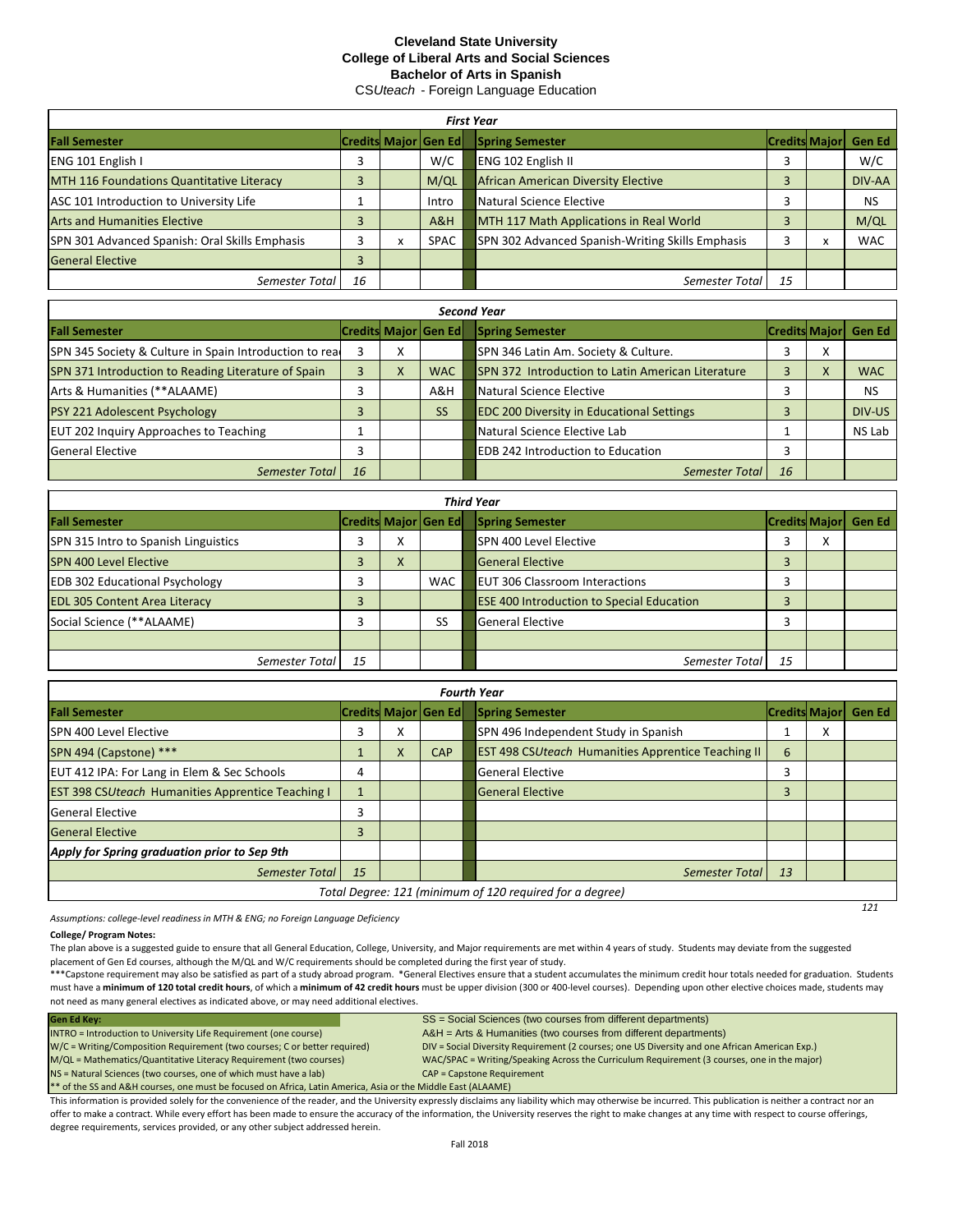# Cleveland State University
## College of Liberal Arts and Social Sciences
## Bachelor of Arts in Spanish
CS*Uteach* - Foreign Language Education

| *First Year* | | | | | | | |
|---|---|---|---|---|---|---|---|
| **Fall Semester** | **Credits** | **Major** | **Gen Ed** | **Spring Semester** | **Credits** | **Major** | **Gen Ed** |
| ENG 101 English I | 3 | | W/C | ENG 102 English II | 3 | | W/C |
| MTH 116 Foundations Quantitative Literacy | 3 | | M/QL | African American Diversity Elective | 3 | | DIV-AA |
| ASC 101 Introduction to University Life | 1 | | Intro | Natural Science Elective | 3 | | NS |
| Arts and Humanities Elective | 3 | | A&H | MTH 117 Math Applications in Real World | 3 | | M/QL |
| SPN 301 Advanced Spanish: Oral Skills Emphasis | 3 | x | SPAC | SPN 302 Advanced Spanish-Writing Skills Emphasis | 3 | x | WAC |
| General Elective | 3 | | | | | | |
| *Semester Total* | *16* | | | *Semester Total* | *15* | | |

| *Second Year* | | | | | | | |
|---|---|---|---|---|---|---|---|
| **Fall Semester** | **Credits** | **Major** | **Gen Ed** | **Spring Semester** | **Credits** | **Major** | **Gen Ed** |
| SPN 345 Society & Culture in Spain Introduction to rea | 3 | X | | SPN 346 Latin Am. Society & Culture. | 3 | X | |
| SPN 371 Introduction to Reading Literature of Spain | 3 | X | WAC | SPN 372 Introduction to Latin American Literature | 3 | X | WAC |
| Arts & Humanities (**ALAAME) | 3 | | A&H | Natural Science Elective | 3 | | NS |
| PSY 221 Adolescent Psychology | 3 | | SS | EDC 200 Diversity in Educational Settings | 3 | | DIV-US |
| EUT 202 Inquiry Approaches to Teaching | 1 | | | Natural Science Elective Lab | 1 | | NS Lab |
| General Elective | 3 | | | EDB 242 Introduction to Education | 3 | | |
| *Semester Total* | *16* | | | *Semester Total* | *16* | | |

| *Third Year* | | | | | | | |
|---|---|---|---|---|---|---|---|
| **Fall Semester** | **Credits** | **Major** | **Gen Ed** | **Spring Semester** | **Credits** | **Major** | **Gen Ed** |
| SPN 315 Intro to Spanish Linguistics | 3 | X | | SPN 400 Level Elective | 3 | X | |
| SPN 400 Level Elective | 3 | X | | General Elective | 3 | | |
| EDB 302 Educational Psychology | 3 | | WAC | EUT 306 Classroom Interactions | 3 | | |
| EDL 305 Content Area Literacy | 3 | | | ESE 400 Introduction to Special Education | 3 | | |
| Social Science (**ALAAME) | 3 | | SS | General Elective | 3 | | |
| | | | | | | | |
| *Semester Total* | *15* | | | *Semester Total* | *15* | | |

| *Fourth Year* | | | | | | | |
|---|---|---|---|---|---|---|---|
| **Fall Semester** | **Credits** | **Major** | **Gen Ed** | **Spring Semester** | **Credits** | **Major** | **Gen Ed** |
| SPN 400 Level Elective | 3 | X | | SPN 496 Independent Study in Spanish | 1 | X | |
| SPN 494 (Capstone) *** | 1 | X | CAP | EST 498 CS*Uteach* Humanities Apprentice Teaching II | 6 | | |
| EUT 412 IPA: For Lang in Elem & Sec Schools | 4 | | | General Elective | 3 | | |
| EST 398 CS*Uteach* Humanities Apprentice Teaching I | 1 | | | General Elective | 3 | | |
| General Elective | 3 | | | | | | |
| General Elective | 3 | | | | | | |
| ***Apply for Spring graduation prior to Sep 9th*** | | | | | | | |
| *Semester Total* | *15* | | | *Semester Total* | *13* | | |
| *Total Degree: 121 (minimum of 120 required for a degree)* | | | | | | | |

121

*Assumptions: college-level readiness in MTH & ENG; no Foreign Language Deficiency*

**College/ Program Notes:**

The plan above is a suggested guide to ensure that all General Education, College, University, and Major requirements are met within 4 years of study. Students may deviate from the suggested placement of Gen Ed courses, although the M/QL and W/C requirements should be completed during the first year of study.

***Capstone requirement may also be satisfied as part of a study abroad program. *General Electives ensure that a student accumulates the minimum credit hour totals needed for graduation. Students must have a **minimum of 120 total credit hours**, of which a **minimum of 42 credit hours** must be upper division (300 or 400-level courses). Depending upon other elective choices made, students may not need as many general electives as indicated above, or may need additional electives.

**Gen Ed Key:**

- INTRO = Introduction to University Life Requirement (one course)
- W/C = Writing/Composition Requirement (two courses; C or better required)
- M/QL = Mathematics/Quantitative Literacy Requirement (two courses)
- NS = Natural Sciences (two courses, one of which must have a lab)
- SS = Social Sciences (two courses from different departments)
- A&H = Arts & Humanities (two courses from different departments)
- DIV = Social Diversity Requirement (2 courses; one US Diversity and one African American Exp.)
- WAC/SPAC = Writing/Speaking Across the Curriculum Requirement (3 courses, one in the major)
- CAP = Capstone Requirement

** of the SS and A&H courses, one must be focused on Africa, Latin America, Asia or the Middle East (ALAAME)

This information is provided solely for the convenience of the reader, and the University expressly disclaims any liability which may otherwise be incurred. This publication is neither a contract nor an offer to make a contract. While every effort has been made to ensure the accuracy of the information, the University reserves the right to make changes at any time with respect to course offerings, degree requirements, services provided, or any other subject addressed herein.

Fall 2018